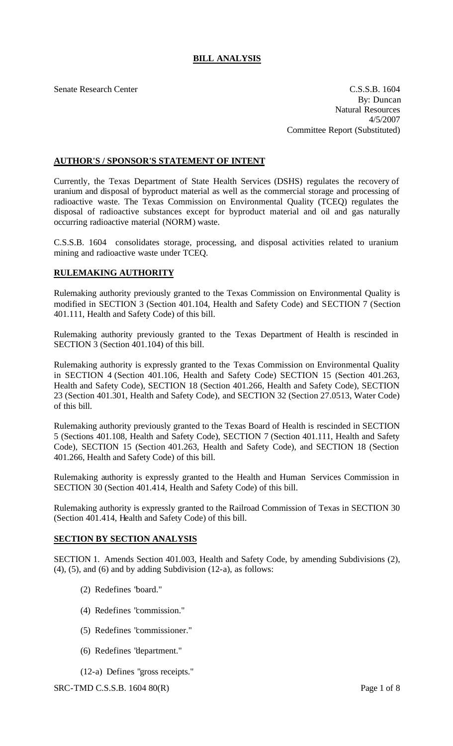# BILL ANALYSIS

Senate Research Center

C.S.S.B. 1604
By: Duncan
Natural Resources
4/5/2007
Committee Report (Substituted)

## AUTHOR'S / SPONSOR'S STATEMENT OF INTENT

Currently, the Texas Department of State Health Services (DSHS) regulates the recovery of uranium and disposal of byproduct material as well as the commercial storage and processing of radioactive waste. The Texas Commission on Environmental Quality (TCEQ) regulates the disposal of radioactive substances except for byproduct material and oil and gas naturally occurring radioactive material (NORM) waste.

C.S.S.B. 1604 consolidates storage, processing, and disposal activities related to uranium mining and radioactive waste under TCEQ.

## RULEMAKING AUTHORITY

Rulemaking authority previously granted to the Texas Commission on Environmental Quality is modified in SECTION 3 (Section 401.104, Health and Safety Code) and SECTION 7 (Section 401.111, Health and Safety Code) of this bill.

Rulemaking authority previously granted to the Texas Department of Health is rescinded in SECTION 3 (Section 401.104) of this bill.

Rulemaking authority is expressly granted to the Texas Commission on Environmental Quality in SECTION 4 (Section 401.106, Health and Safety Code) SECTION 15 (Section 401.263, Health and Safety Code), SECTION 18 (Section 401.266, Health and Safety Code), SECTION 23 (Section 401.301, Health and Safety Code), and SECTION 32 (Section 27.0513, Water Code) of this bill.

Rulemaking authority previously granted to the Texas Board of Health is rescinded in SECTION 5 (Sections 401.108, Health and Safety Code), SECTION 7 (Section 401.111, Health and Safety Code), SECTION 15 (Section 401.263, Health and Safety Code), and SECTION 18 (Section 401.266, Health and Safety Code) of this bill.

Rulemaking authority is expressly granted to the Health and Human Services Commission in SECTION 30 (Section 401.414, Health and Safety Code) of this bill.

Rulemaking authority is expressly granted to the Railroad Commission of Texas in SECTION 30 (Section 401.414, Health and Safety Code) of this bill.

## SECTION BY SECTION ANALYSIS

SECTION 1. Amends Section 401.003, Health and Safety Code, by amending Subdivisions (2), (4), (5), and (6) and by adding Subdivision (12-a), as follows:

(2) Redefines "board."

(4) Redefines "commission."

(5) Redefines "commissioner."

(6) Redefines "department."

(12-a) Defines "gross receipts."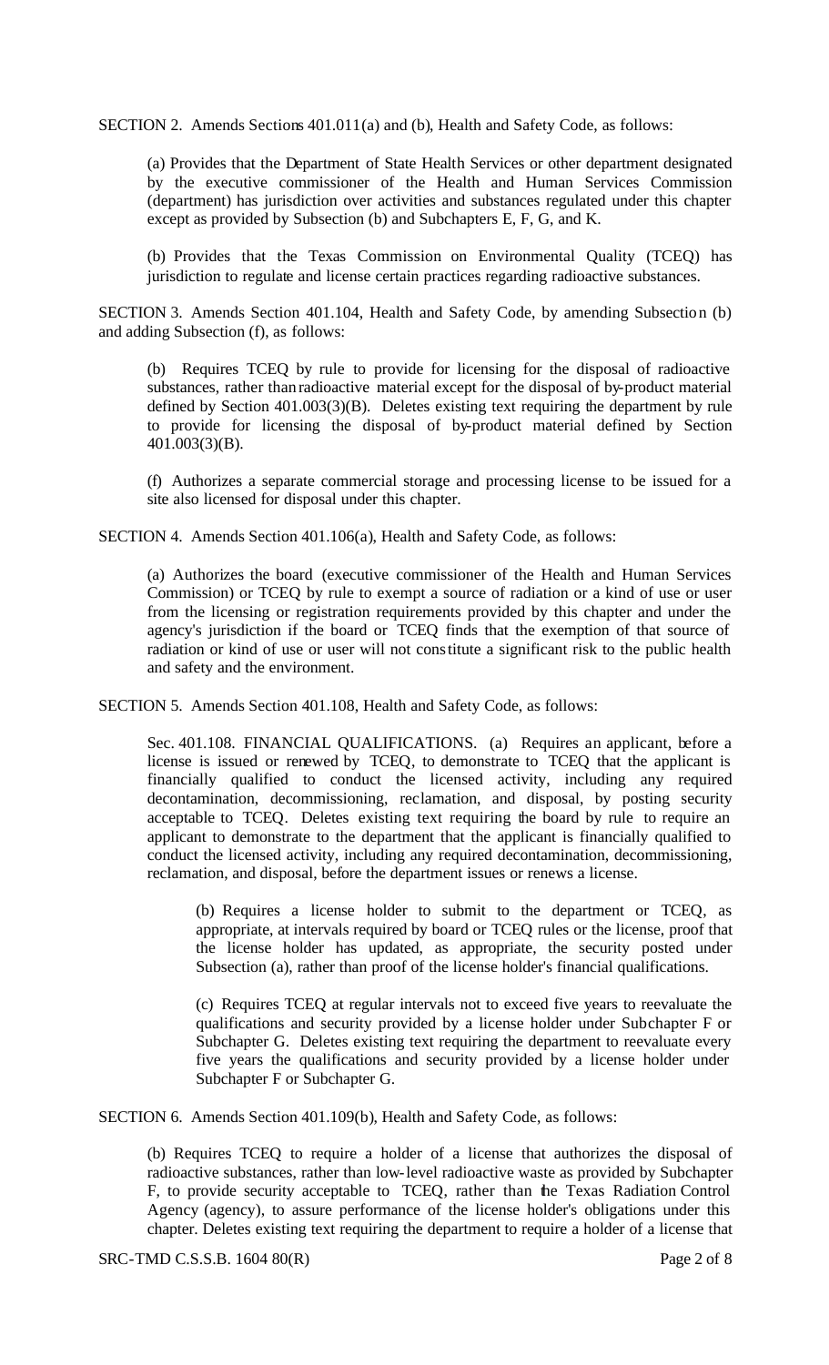SECTION 2. Amends Sections 401.011(a) and (b), Health and Safety Code, as follows:

(a) Provides that the Department of State Health Services or other department designated by the executive commissioner of the Health and Human Services Commission (department) has jurisdiction over activities and substances regulated under this chapter except as provided by Subsection (b) and Subchapters E, F, G, and K.

(b) Provides that the Texas Commission on Environmental Quality (TCEQ) has jurisdiction to regulate and license certain practices regarding radioactive substances.

SECTION 3. Amends Section 401.104, Health and Safety Code, by amending Subsection (b) and adding Subsection (f), as follows:

(b) Requires TCEQ by rule to provide for licensing for the disposal of radioactive substances, rather than radioactive material except for the disposal of by-product material defined by Section 401.003(3)(B). Deletes existing text requiring the department by rule to provide for licensing the disposal of by-product material defined by Section 401.003(3)(B).

(f) Authorizes a separate commercial storage and processing license to be issued for a site also licensed for disposal under this chapter.

SECTION 4. Amends Section 401.106(a), Health and Safety Code, as follows:

(a) Authorizes the board (executive commissioner of the Health and Human Services Commission) or TCEQ by rule to exempt a source of radiation or a kind of use or user from the licensing or registration requirements provided by this chapter and under the agency's jurisdiction if the board or TCEQ finds that the exemption of that source of radiation or kind of use or user will not constitute a significant risk to the public health and safety and the environment.

SECTION 5. Amends Section 401.108, Health and Safety Code, as follows:

Sec. 401.108. FINANCIAL QUALIFICATIONS. (a) Requires an applicant, before a license is issued or renewed by TCEQ, to demonstrate to TCEQ that the applicant is financially qualified to conduct the licensed activity, including any required decontamination, decommissioning, reclamation, and disposal, by posting security acceptable to TCEQ. Deletes existing text requiring the board by rule to require an applicant to demonstrate to the department that the applicant is financially qualified to conduct the licensed activity, including any required decontamination, decommissioning, reclamation, and disposal, before the department issues or renews a license.

(b) Requires a license holder to submit to the department or TCEQ, as appropriate, at intervals required by board or TCEQ rules or the license, proof that the license holder has updated, as appropriate, the security posted under Subsection (a), rather than proof of the license holder's financial qualifications.

(c) Requires TCEQ at regular intervals not to exceed five years to reevaluate the qualifications and security provided by a license holder under Subchapter F or Subchapter G. Deletes existing text requiring the department to reevaluate every five years the qualifications and security provided by a license holder under Subchapter F or Subchapter G.

SECTION 6. Amends Section 401.109(b), Health and Safety Code, as follows:

(b) Requires TCEQ to require a holder of a license that authorizes the disposal of radioactive substances, rather than low-level radioactive waste as provided by Subchapter F, to provide security acceptable to TCEQ, rather than the Texas Radiation Control Agency (agency), to assure performance of the license holder's obligations under this chapter. Deletes existing text requiring the department to require a holder of a license that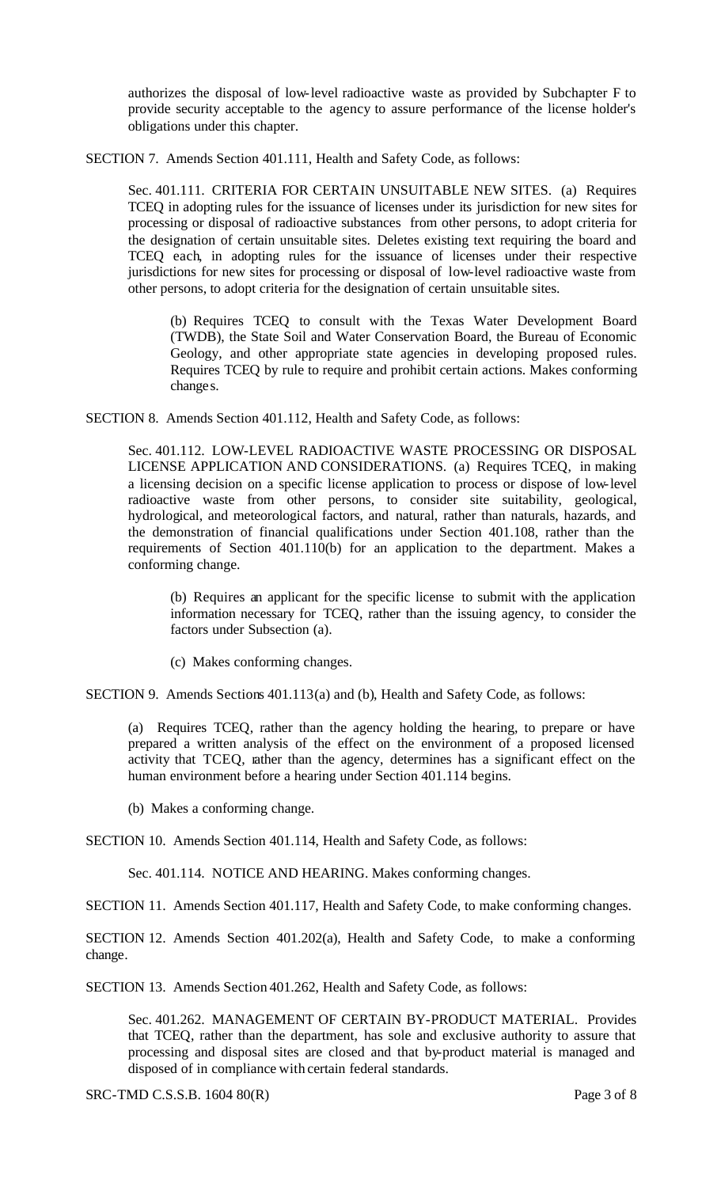authorizes the disposal of low-level radioactive waste as provided by Subchapter F to provide security acceptable to the agency to assure performance of the license holder's obligations under this chapter.

SECTION 7. Amends Section 401.111, Health and Safety Code, as follows:

Sec. 401.111. CRITERIA FOR CERTAIN UNSUITABLE NEW SITES. (a) Requires TCEQ in adopting rules for the issuance of licenses under its jurisdiction for new sites for processing or disposal of radioactive substances from other persons, to adopt criteria for the designation of certain unsuitable sites. Deletes existing text requiring the board and TCEQ each, in adopting rules for the issuance of licenses under their respective jurisdictions for new sites for processing or disposal of low-level radioactive waste from other persons, to adopt criteria for the designation of certain unsuitable sites.

(b) Requires TCEQ to consult with the Texas Water Development Board (TWDB), the State Soil and Water Conservation Board, the Bureau of Economic Geology, and other appropriate state agencies in developing proposed rules. Requires TCEQ by rule to require and prohibit certain actions. Makes conforming changes.

SECTION 8. Amends Section 401.112, Health and Safety Code, as follows:

Sec. 401.112. LOW-LEVEL RADIOACTIVE WASTE PROCESSING OR DISPOSAL LICENSE APPLICATION AND CONSIDERATIONS. (a) Requires TCEQ, in making a licensing decision on a specific license application to process or dispose of low-level radioactive waste from other persons, to consider site suitability, geological, hydrological, and meteorological factors, and natural, rather than naturals, hazards, and the demonstration of financial qualifications under Section 401.108, rather than the requirements of Section 401.110(b) for an application to the department. Makes a conforming change.

(b) Requires an applicant for the specific license to submit with the application information necessary for TCEQ, rather than the issuing agency, to consider the factors under Subsection (a).

(c) Makes conforming changes.

SECTION 9. Amends Sections 401.113(a) and (b), Health and Safety Code, as follows:

(a) Requires TCEQ, rather than the agency holding the hearing, to prepare or have prepared a written analysis of the effect on the environment of a proposed licensed activity that TCEQ, rather than the agency, determines has a significant effect on the human environment before a hearing under Section 401.114 begins.

(b) Makes a conforming change.

SECTION 10. Amends Section 401.114, Health and Safety Code, as follows:

Sec. 401.114. NOTICE AND HEARING. Makes conforming changes.

SECTION 11. Amends Section 401.117, Health and Safety Code, to make conforming changes.

SECTION 12. Amends Section 401.202(a), Health and Safety Code, to make a conforming change.

SECTION 13. Amends Section 401.262, Health and Safety Code, as follows:

Sec. 401.262. MANAGEMENT OF CERTAIN BY-PRODUCT MATERIAL. Provides that TCEQ, rather than the department, has sole and exclusive authority to assure that processing and disposal sites are closed and that by-product material is managed and disposed of in compliance with certain federal standards.

SRC-TMD C.S.S.B. 1604 80(R)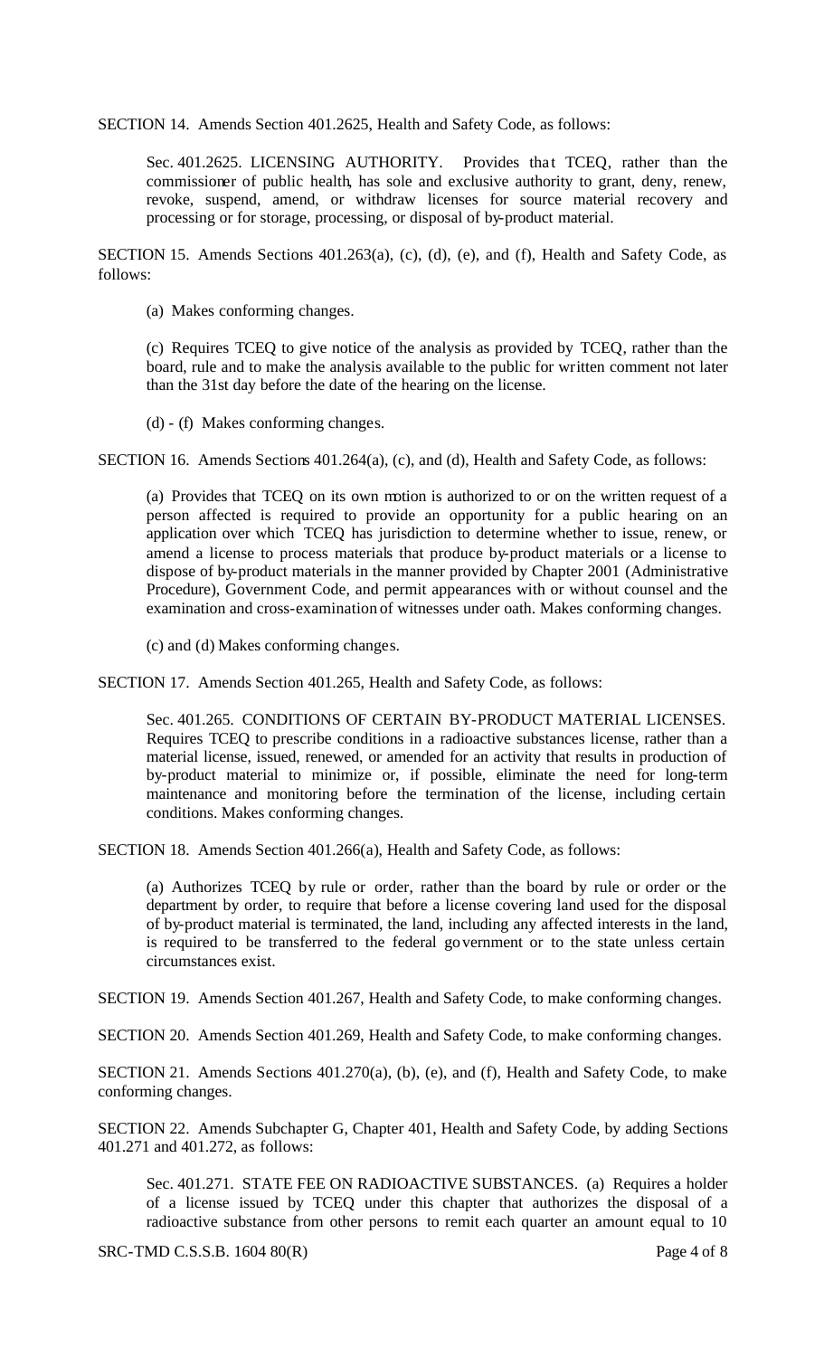SECTION 14. Amends Section 401.2625, Health and Safety Code, as follows:

Sec. 401.2625. LICENSING AUTHORITY. Provides that TCEQ, rather than the commissioner of public health, has sole and exclusive authority to grant, deny, renew, revoke, suspend, amend, or withdraw licenses for source material recovery and processing or for storage, processing, or disposal of by-product material.

SECTION 15. Amends Sections 401.263(a), (c), (d), (e), and (f), Health and Safety Code, as follows:

(a) Makes conforming changes.

(c) Requires TCEQ to give notice of the analysis as provided by TCEQ, rather than the board, rule and to make the analysis available to the public for written comment not later than the 31st day before the date of the hearing on the license.

(d) - (f) Makes conforming changes.

SECTION 16. Amends Sections 401.264(a), (c), and (d), Health and Safety Code, as follows:

(a) Provides that TCEQ on its own motion is authorized to or on the written request of a person affected is required to provide an opportunity for a public hearing on an application over which TCEQ has jurisdiction to determine whether to issue, renew, or amend a license to process materials that produce by-product materials or a license to dispose of by-product materials in the manner provided by Chapter 2001 (Administrative Procedure), Government Code, and permit appearances with or without counsel and the examination and cross-examination of witnesses under oath. Makes conforming changes.

(c) and (d) Makes conforming changes.

SECTION 17. Amends Section 401.265, Health and Safety Code, as follows:

Sec. 401.265. CONDITIONS OF CERTAIN BY-PRODUCT MATERIAL LICENSES. Requires TCEQ to prescribe conditions in a radioactive substances license, rather than a material license, issued, renewed, or amended for an activity that results in production of by-product material to minimize or, if possible, eliminate the need for long-term maintenance and monitoring before the termination of the license, including certain conditions. Makes conforming changes.

SECTION 18. Amends Section 401.266(a), Health and Safety Code, as follows:

(a) Authorizes TCEQ by rule or order, rather than the board by rule or order or the department by order, to require that before a license covering land used for the disposal of by-product material is terminated, the land, including any affected interests in the land, is required to be transferred to the federal government or to the state unless certain circumstances exist.

SECTION 19. Amends Section 401.267, Health and Safety Code, to make conforming changes.

SECTION 20. Amends Section 401.269, Health and Safety Code, to make conforming changes.

SECTION 21. Amends Sections 401.270(a), (b), (e), and (f), Health and Safety Code, to make conforming changes.

SECTION 22. Amends Subchapter G, Chapter 401, Health and Safety Code, by adding Sections 401.271 and 401.272, as follows:

Sec. 401.271. STATE FEE ON RADIOACTIVE SUBSTANCES. (a) Requires a holder of a license issued by TCEQ under this chapter that authorizes the disposal of a radioactive substance from other persons to remit each quarter an amount equal to 10

SRC-TMD C.S.S.B. 1604 80(R)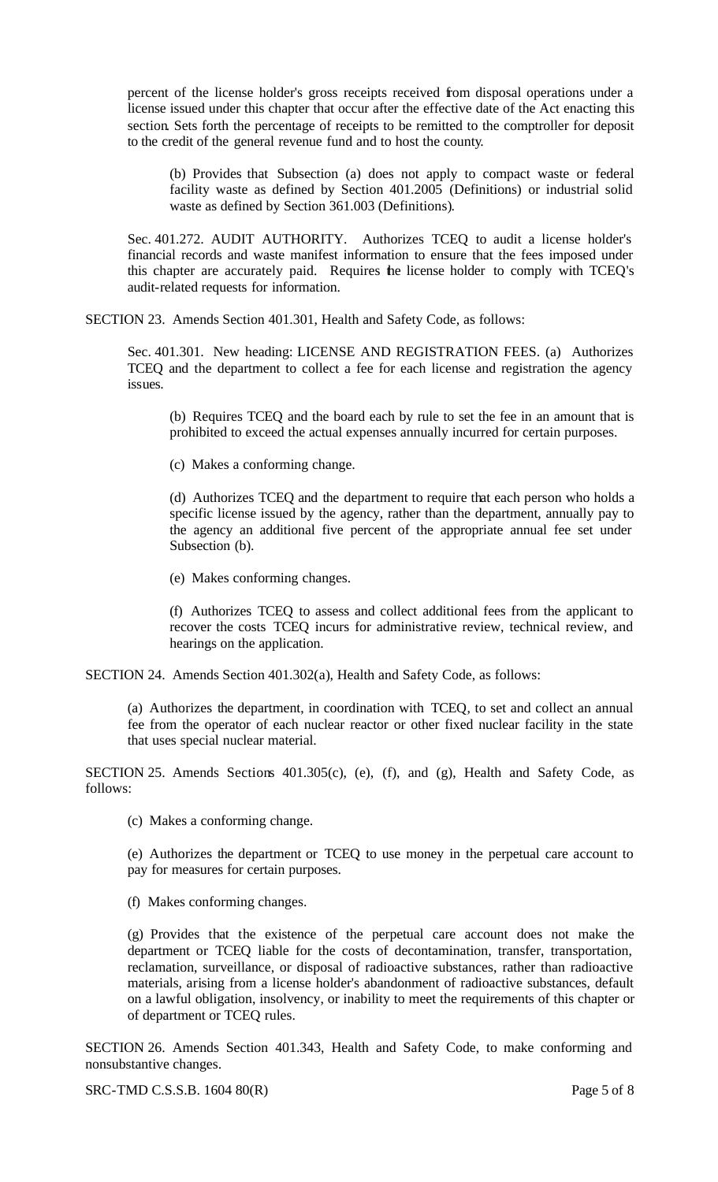percent of the license holder's gross receipts received from disposal operations under a license issued under this chapter that occur after the effective date of the Act enacting this section. Sets forth the percentage of receipts to be remitted to the comptroller for deposit to the credit of the general revenue fund and to host the county.

(b) Provides that Subsection (a) does not apply to compact waste or federal facility waste as defined by Section 401.2005 (Definitions) or industrial solid waste as defined by Section 361.003 (Definitions).

Sec. 401.272. AUDIT AUTHORITY. Authorizes TCEQ to audit a license holder's financial records and waste manifest information to ensure that the fees imposed under this chapter are accurately paid. Requires the license holder to comply with TCEQ's audit-related requests for information.

SECTION 23. Amends Section 401.301, Health and Safety Code, as follows:

Sec. 401.301. New heading: LICENSE AND REGISTRATION FEES. (a) Authorizes TCEQ and the department to collect a fee for each license and registration the agency issues.

(b) Requires TCEQ and the board each by rule to set the fee in an amount that is prohibited to exceed the actual expenses annually incurred for certain purposes.

(c) Makes a conforming change.

(d) Authorizes TCEQ and the department to require that each person who holds a specific license issued by the agency, rather than the department, annually pay to the agency an additional five percent of the appropriate annual fee set under Subsection (b).

(e) Makes conforming changes.

(f) Authorizes TCEQ to assess and collect additional fees from the applicant to recover the costs TCEQ incurs for administrative review, technical review, and hearings on the application.

SECTION 24. Amends Section 401.302(a), Health and Safety Code, as follows:

(a) Authorizes the department, in coordination with TCEQ, to set and collect an annual fee from the operator of each nuclear reactor or other fixed nuclear facility in the state that uses special nuclear material.

SECTION 25. Amends Sections 401.305(c), (e), (f), and (g), Health and Safety Code, as follows:

(c) Makes a conforming change.

(e) Authorizes the department or TCEQ to use money in the perpetual care account to pay for measures for certain purposes.

(f) Makes conforming changes.

(g) Provides that the existence of the perpetual care account does not make the department or TCEQ liable for the costs of decontamination, transfer, transportation, reclamation, surveillance, or disposal of radioactive substances, rather than radioactive materials, arising from a license holder's abandonment of radioactive substances, default on a lawful obligation, insolvency, or inability to meet the requirements of this chapter or of department or TCEQ rules.

SECTION 26. Amends Section 401.343, Health and Safety Code, to make conforming and nonsubstantive changes.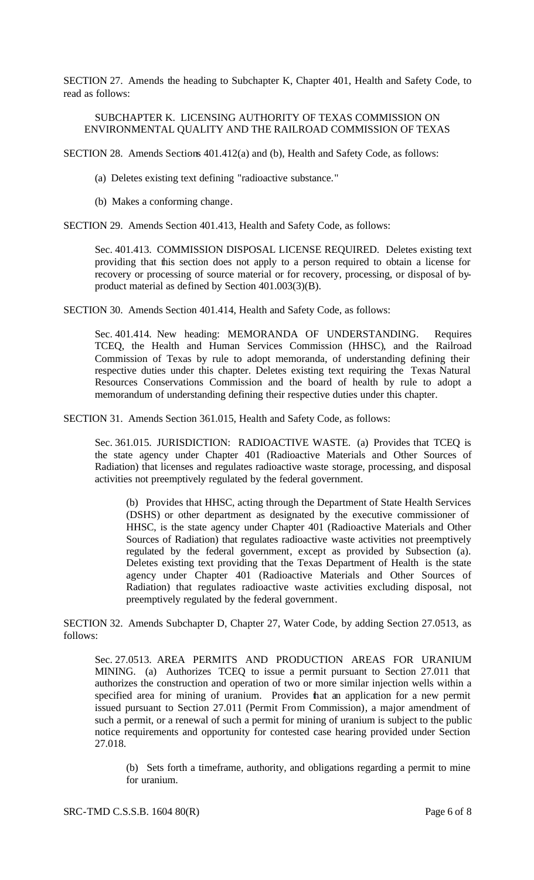SECTION 27. Amends the heading to Subchapter K, Chapter 401, Health and Safety Code, to read as follows:

SUBCHAPTER K. LICENSING AUTHORITY OF TEXAS COMMISSION ON ENVIRONMENTAL QUALITY AND THE RAILROAD COMMISSION OF TEXAS

SECTION 28. Amends Sections 401.412(a) and (b), Health and Safety Code, as follows:

(a) Deletes existing text defining "radioactive substance."

(b) Makes a conforming change.

SECTION 29. Amends Section 401.413, Health and Safety Code, as follows:

Sec. 401.413. COMMISSION DISPOSAL LICENSE REQUIRED. Deletes existing text providing that this section does not apply to a person required to obtain a license for recovery or processing of source material or for recovery, processing, or disposal of by-product material as defined by Section 401.003(3)(B).

SECTION 30. Amends Section 401.414, Health and Safety Code, as follows:

Sec. 401.414. New heading: MEMORANDA OF UNDERSTANDING. Requires TCEQ, the Health and Human Services Commission (HHSC), and the Railroad Commission of Texas by rule to adopt memoranda, of understanding defining their respective duties under this chapter. Deletes existing text requiring the Texas Natural Resources Conservations Commission and the board of health by rule to adopt a memorandum of understanding defining their respective duties under this chapter.

SECTION 31. Amends Section 361.015, Health and Safety Code, as follows:

Sec. 361.015. JURISDICTION: RADIOACTIVE WASTE. (a) Provides that TCEQ is the state agency under Chapter 401 (Radioactive Materials and Other Sources of Radiation) that licenses and regulates radioactive waste storage, processing, and disposal activities not preemptively regulated by the federal government.

(b) Provides that HHSC, acting through the Department of State Health Services (DSHS) or other department as designated by the executive commissioner of HHSC, is the state agency under Chapter 401 (Radioactive Materials and Other Sources of Radiation) that regulates radioactive waste activities not preemptively regulated by the federal government, except as provided by Subsection (a). Deletes existing text providing that the Texas Department of Health is the state agency under Chapter 401 (Radioactive Materials and Other Sources of Radiation) that regulates radioactive waste activities excluding disposal, not preemptively regulated by the federal government.

SECTION 32. Amends Subchapter D, Chapter 27, Water Code, by adding Section 27.0513, as follows:

Sec. 27.0513. AREA PERMITS AND PRODUCTION AREAS FOR URANIUM MINING. (a) Authorizes TCEQ to issue a permit pursuant to Section 27.011 that authorizes the construction and operation of two or more similar injection wells within a specified area for mining of uranium. Provides that an application for a new permit issued pursuant to Section 27.011 (Permit From Commission), a major amendment of such a permit, or a renewal of such a permit for mining of uranium is subject to the public notice requirements and opportunity for contested case hearing provided under Section 27.018.

(b) Sets forth a timeframe, authority, and obligations regarding a permit to mine for uranium.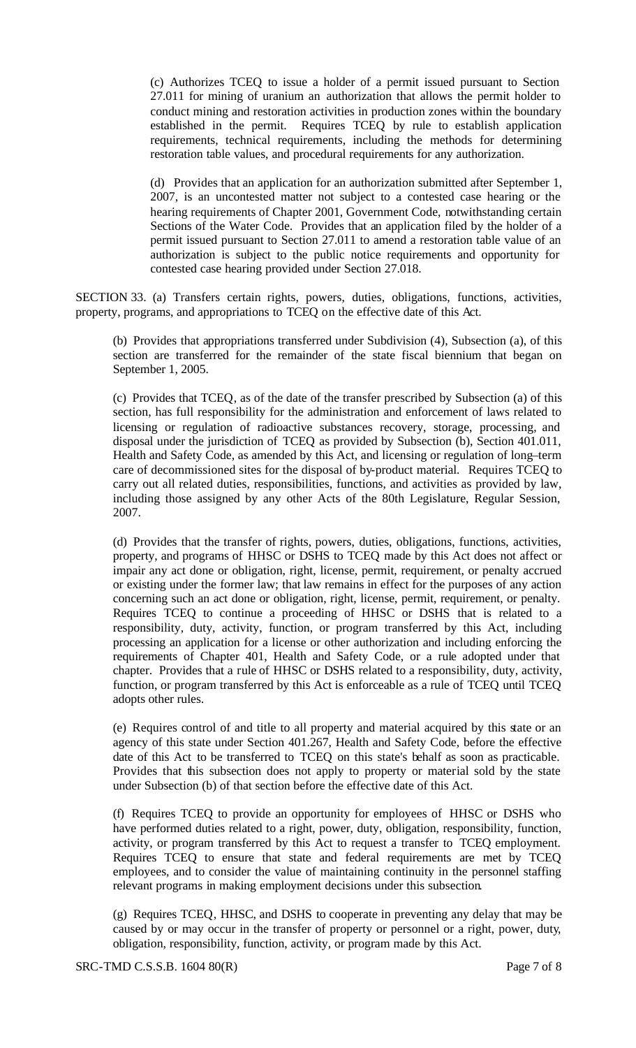(c) Authorizes TCEQ to issue a holder of a permit issued pursuant to Section 27.011 for mining of uranium an authorization that allows the permit holder to conduct mining and restoration activities in production zones within the boundary established in the permit. Requires TCEQ by rule to establish application requirements, technical requirements, including the methods for determining restoration table values, and procedural requirements for any authorization.

(d) Provides that an application for an authorization submitted after September 1, 2007, is an uncontested matter not subject to a contested case hearing or the hearing requirements of Chapter 2001, Government Code, notwithstanding certain Sections of the Water Code. Provides that an application filed by the holder of a permit issued pursuant to Section 27.011 to amend a restoration table value of an authorization is subject to the public notice requirements and opportunity for contested case hearing provided under Section 27.018.

SECTION 33. (a) Transfers certain rights, powers, duties, obligations, functions, activities, property, programs, and appropriations to TCEQ on the effective date of this Act.

(b) Provides that appropriations transferred under Subdivision (4), Subsection (a), of this section are transferred for the remainder of the state fiscal biennium that began on September 1, 2005.

(c) Provides that TCEQ, as of the date of the transfer prescribed by Subsection (a) of this section, has full responsibility for the administration and enforcement of laws related to licensing or regulation of radioactive substances recovery, storage, processing, and disposal under the jurisdiction of TCEQ as provided by Subsection (b), Section 401.011, Health and Safety Code, as amended by this Act, and licensing or regulation of long–term care of decommissioned sites for the disposal of by-product material. Requires TCEQ to carry out all related duties, responsibilities, functions, and activities as provided by law, including those assigned by any other Acts of the 80th Legislature, Regular Session, 2007.

(d) Provides that the transfer of rights, powers, duties, obligations, functions, activities, property, and programs of HHSC or DSHS to TCEQ made by this Act does not affect or impair any act done or obligation, right, license, permit, requirement, or penalty accrued or existing under the former law; that law remains in effect for the purposes of any action concerning such an act done or obligation, right, license, permit, requirement, or penalty. Requires TCEQ to continue a proceeding of HHSC or DSHS that is related to a responsibility, duty, activity, function, or program transferred by this Act, including processing an application for a license or other authorization and including enforcing the requirements of Chapter 401, Health and Safety Code, or a rule adopted under that chapter. Provides that a rule of HHSC or DSHS related to a responsibility, duty, activity, function, or program transferred by this Act is enforceable as a rule of TCEQ until TCEQ adopts other rules.

(e) Requires control of and title to all property and material acquired by this state or an agency of this state under Section 401.267, Health and Safety Code, before the effective date of this Act to be transferred to TCEQ on this state's behalf as soon as practicable. Provides that this subsection does not apply to property or material sold by the state under Subsection (b) of that section before the effective date of this Act.

(f) Requires TCEQ to provide an opportunity for employees of HHSC or DSHS who have performed duties related to a right, power, duty, obligation, responsibility, function, activity, or program transferred by this Act to request a transfer to TCEQ employment. Requires TCEQ to ensure that state and federal requirements are met by TCEQ employees, and to consider the value of maintaining continuity in the personnel staffing relevant programs in making employment decisions under this subsection.

(g) Requires TCEQ, HHSC, and DSHS to cooperate in preventing any delay that may be caused by or may occur in the transfer of property or personnel or a right, power, duty, obligation, responsibility, function, activity, or program made by this Act.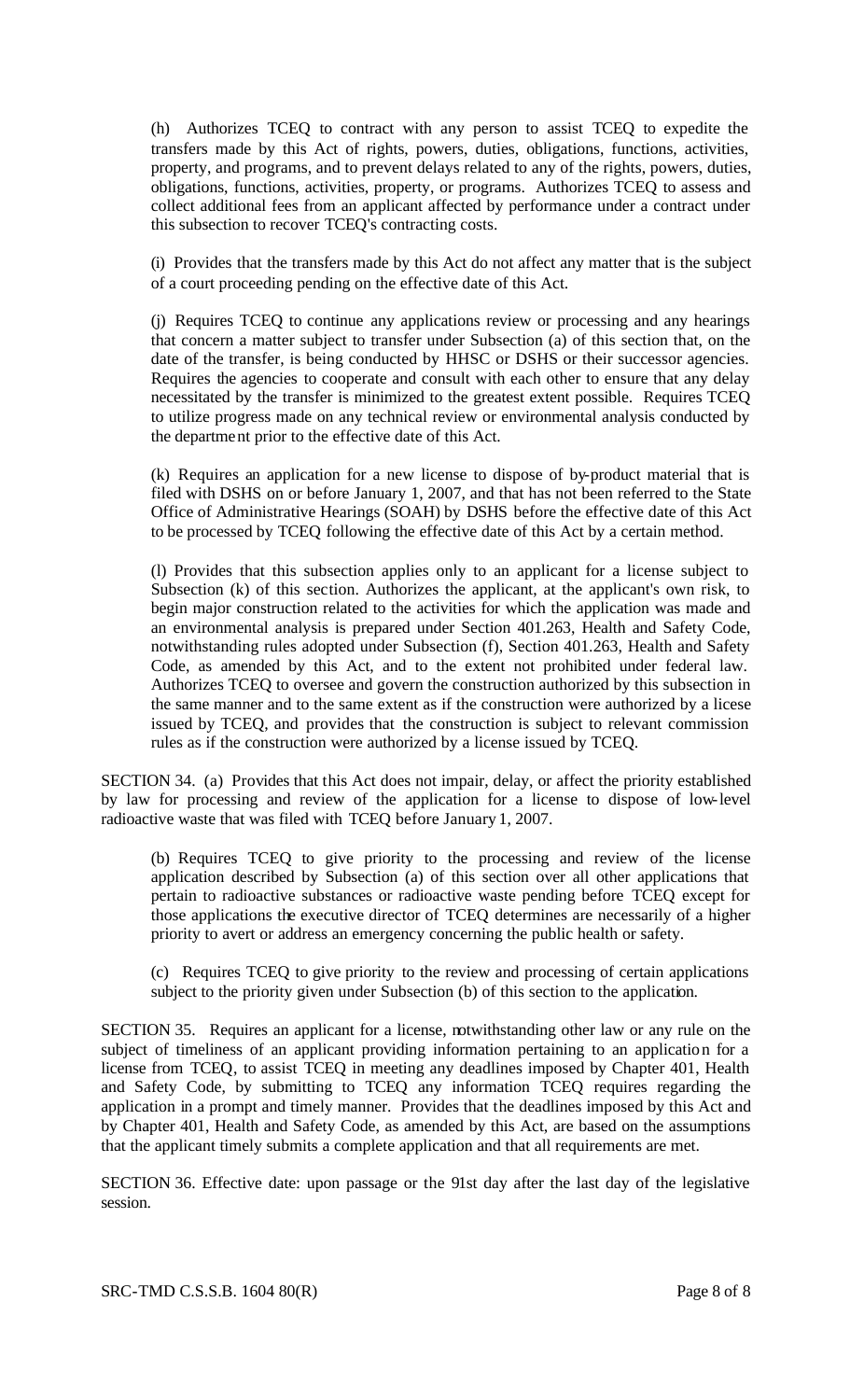(h) Authorizes TCEQ to contract with any person to assist TCEQ to expedite the transfers made by this Act of rights, powers, duties, obligations, functions, activities, property, and programs, and to prevent delays related to any of the rights, powers, duties, obligations, functions, activities, property, or programs. Authorizes TCEQ to assess and collect additional fees from an applicant affected by performance under a contract under this subsection to recover TCEQ's contracting costs.

(i) Provides that the transfers made by this Act do not affect any matter that is the subject of a court proceeding pending on the effective date of this Act.

(j) Requires TCEQ to continue any applications review or processing and any hearings that concern a matter subject to transfer under Subsection (a) of this section that, on the date of the transfer, is being conducted by HHSC or DSHS or their successor agencies. Requires the agencies to cooperate and consult with each other to ensure that any delay necessitated by the transfer is minimized to the greatest extent possible. Requires TCEQ to utilize progress made on any technical review or environmental analysis conducted by the department prior to the effective date of this Act.

(k) Requires an application for a new license to dispose of by-product material that is filed with DSHS on or before January 1, 2007, and that has not been referred to the State Office of Administrative Hearings (SOAH) by DSHS before the effective date of this Act to be processed by TCEQ following the effective date of this Act by a certain method.

(l) Provides that this subsection applies only to an applicant for a license subject to Subsection (k) of this section. Authorizes the applicant, at the applicant's own risk, to begin major construction related to the activities for which the application was made and an environmental analysis is prepared under Section 401.263, Health and Safety Code, notwithstanding rules adopted under Subsection (f), Section 401.263, Health and Safety Code, as amended by this Act, and to the extent not prohibited under federal law. Authorizes TCEQ to oversee and govern the construction authorized by this subsection in the same manner and to the same extent as if the construction were authorized by a licese issued by TCEQ, and provides that the construction is subject to relevant commission rules as if the construction were authorized by a license issued by TCEQ.

SECTION 34. (a) Provides that this Act does not impair, delay, or affect the priority established by law for processing and review of the application for a license to dispose of low-level radioactive waste that was filed with TCEQ before January 1, 2007.

(b) Requires TCEQ to give priority to the processing and review of the license application described by Subsection (a) of this section over all other applications that pertain to radioactive substances or radioactive waste pending before TCEQ except for those applications the executive director of TCEQ determines are necessarily of a higher priority to avert or address an emergency concerning the public health or safety.

(c) Requires TCEQ to give priority to the review and processing of certain applications subject to the priority given under Subsection (b) of this section to the application.

SECTION 35. Requires an applicant for a license, notwithstanding other law or any rule on the subject of timeliness of an applicant providing information pertaining to an application for a license from TCEQ, to assist TCEQ in meeting any deadlines imposed by Chapter 401, Health and Safety Code, by submitting to TCEQ any information TCEQ requires regarding the application in a prompt and timely manner. Provides that the deadlines imposed by this Act and by Chapter 401, Health and Safety Code, as amended by this Act, are based on the assumptions that the applicant timely submits a complete application and that all requirements are met.

SECTION 36. Effective date: upon passage or the 91st day after the last day of the legislative session.

SRC-TMD C.S.S.B. 1604 80(R)